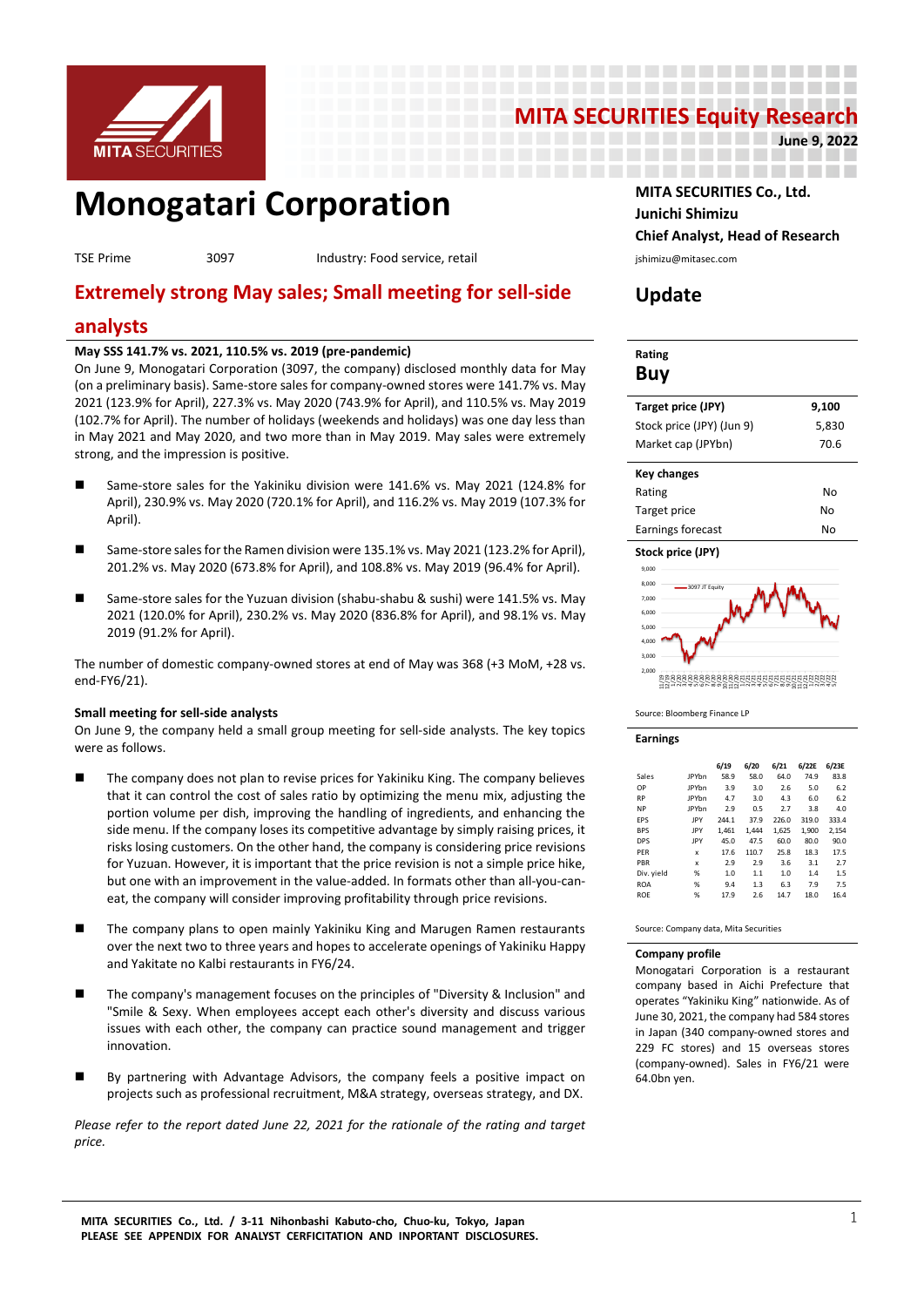MITA SECURITIES Equity Research

June 9, 2022

# Monogatari Corporation

TSE Prime 3097 Industry: Food service, retail

MITA SECURITIES Co., Ltd.
Junichi Shimizu
Chief Analyst, Head of Research
jshimizu@mitasec.com

## Update

## Extremely strong May sales; Small meeting for sell-side analysts

### May SSS 141.7% vs. 2021, 110.5% vs. 2019 (pre-pandemic)

On June 9, Monogatari Corporation (3097, the company) disclosed monthly data for May (on a preliminary basis). Same-store sales for company-owned stores were 141.7% vs. May 2021 (123.9% for April), 227.3% vs. May 2020 (743.9% for April), and 110.5% vs. May 2019 (102.7% for April). The number of holidays (weekends and holidays) was one day less than in May 2021 and May 2020, and two more than in May 2019. May sales were extremely strong, and the impression is positive.

- Same-store sales for the Yakiniku division were 141.6% vs. May 2021 (124.8% for April), 230.9% vs. May 2020 (720.1% for April), and 116.2% vs. May 2019 (107.3% for April).
- Same-store sales for the Ramen division were 135.1% vs. May 2021 (123.2% for April), 201.2% vs. May 2020 (673.8% for April), and 108.8% vs. May 2019 (96.4% for April).
- Same-store sales for the Yuzuan division (shabu-shabu & sushi) were 141.5% vs. May 2021 (120.0% for April), 230.2% vs. May 2020 (836.8% for April), and 98.1% vs. May 2019 (91.2% for April).

The number of domestic company-owned stores at end of May was 368 (+3 MoM, +28 vs. end-FY6/21).

### Small meeting for sell-side analysts

On June 9, the company held a small group meeting for sell-side analysts. The key topics were as follows.

- The company does not plan to revise prices for Yakiniku King. The company believes that it can control the cost of sales ratio by optimizing the menu mix, adjusting the portion volume per dish, improving the handling of ingredients, and enhancing the side menu. If the company loses its competitive advantage by simply raising prices, it risks losing customers. On the other hand, the company is considering price revisions for Yuzuan. However, it is important that the price revision is not a simple price hike, but one with an improvement in the value-added. In formats other than all-you-can-eat, the company will consider improving profitability through price revisions.
- The company plans to open mainly Yakiniku King and Marugen Ramen restaurants over the next two to three years and hopes to accelerate openings of Yakiniku Happy and Yakitate no Kalbi restaurants in FY6/24.
- The company's management focuses on the principles of "Diversity & Inclusion" and "Smile & Sexy. When employees accept each other's diversity and discuss various issues with each other, the company can practice sound management and trigger innovation.
- By partnering with Advantage Advisors, the company feels a positive impact on projects such as professional recruitment, M&A strategy, overseas strategy, and DX.

*Please refer to the report dated June 22, 2021 for the rationale of the rating and target price.*

**Rating**

**Buy**

| Target price (JPY) | 9,100 |
|---|---|
| Stock price (JPY) (Jun 9) | 5,830 |
| Market cap (JPYbn) | 70.6 |

| Key changes | |
|---|---|
| Rating | No |
| Target price | No |
| Earnings forecast | No |

**Stock price (JPY)**

Source: Bloomberg Finance LP

**Earnings**

| | | 6/19 | 6/20 | 6/21 | 6/22E | 6/23E |
|---|---|---|---|---|---|---|
| Sales | JPYbn | 58.9 | 58.0 | 64.0 | 74.9 | 83.8 |
| OP | JPYbn | 3.9 | 3.0 | 2.6 | 5.0 | 6.2 |
| RP | JPYbn | 4.7 | 3.0 | 4.3 | 6.0 | 6.2 |
| NP | JPYbn | 2.9 | 0.5 | 2.7 | 3.8 | 4.0 |
| EPS | JPY | 244.1 | 37.9 | 226.0 | 319.0 | 333.4 |
| BPS | JPY | 1,461 | 1,444 | 1,625 | 1,900 | 2,154 |
| DPS | JPY | 45.0 | 47.5 | 60.0 | 80.0 | 90.0 |
| PER | x | 17.6 | 110.7 | 25.8 | 18.3 | 17.5 |
| PBR | x | 2.9 | 2.9 | 3.6 | 3.1 | 2.7 |
| Div. yield | % | 1.0 | 1.1 | 1.0 | 1.4 | 1.5 |
| ROA | % | 9.4 | 1.3 | 6.3 | 7.9 | 7.5 |
| ROE | % | 17.9 | 2.6 | 14.7 | 18.0 | 16.4 |

Source: Company data, Mita Securities

**Company profile**

Monogatari Corporation is a restaurant company based in Aichi Prefecture that operates "Yakiniku King" nationwide. As of June 30, 2021, the company had 584 stores in Japan (340 company-owned stores and 229 FC stores) and 15 overseas stores (company-owned). Sales in FY6/21 were 64.0bn yen.

MITA SECURITIES Co., Ltd. / 3-11 Nihonbashi Kabuto-cho, Chuo-ku, Tokyo, Japan
PLEASE SEE APPENDIX FOR ANALYST CERFICITATION AND INPORTANT DISCLOSURES.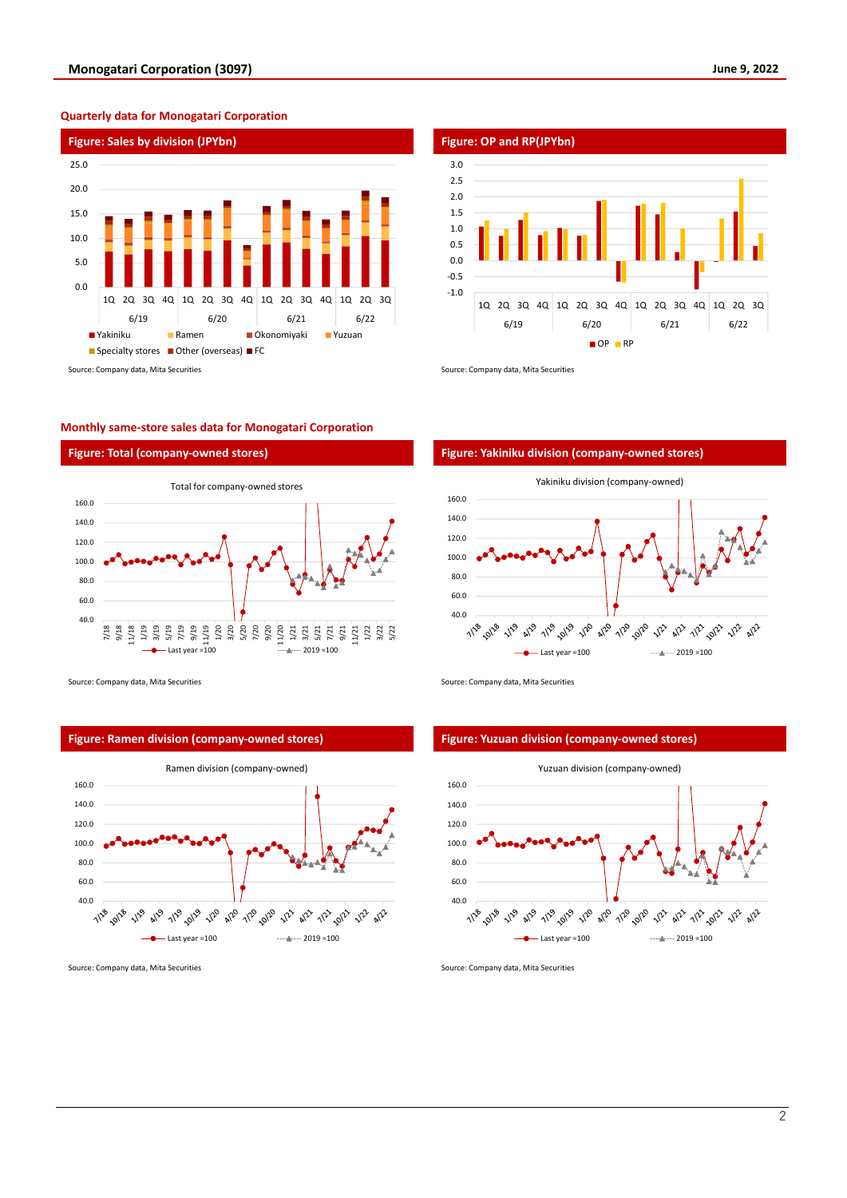## Quarterly data for Monogatari Corporation

### Figure: Sales by division (JPYbn)

Source: Company data, Mita Securities

### Figure: OP and RP(JPYbn)

Source: Company data, Mita Securities

## Monthly same-store sales data for Monogatari Corporation

### Figure: Total (company-owned stores)

Source: Company data, Mita Securities

### Figure: Yakiniku division (company-owned stores)

Source: Company data, Mita Securities

### Figure: Ramen division (company-owned stores)

Source: Company data, Mita Securities

### Figure: Yuzuan division (company-owned stores)

Source: Company data, Mita Securities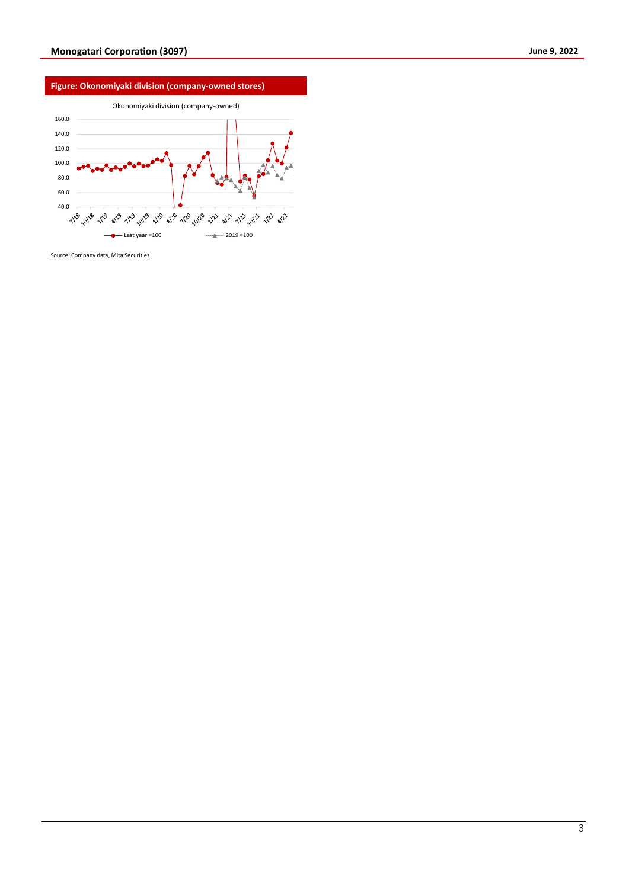## Figure: Okonomiyaki division (company-owned stores)

Source: Company data, Mita Securities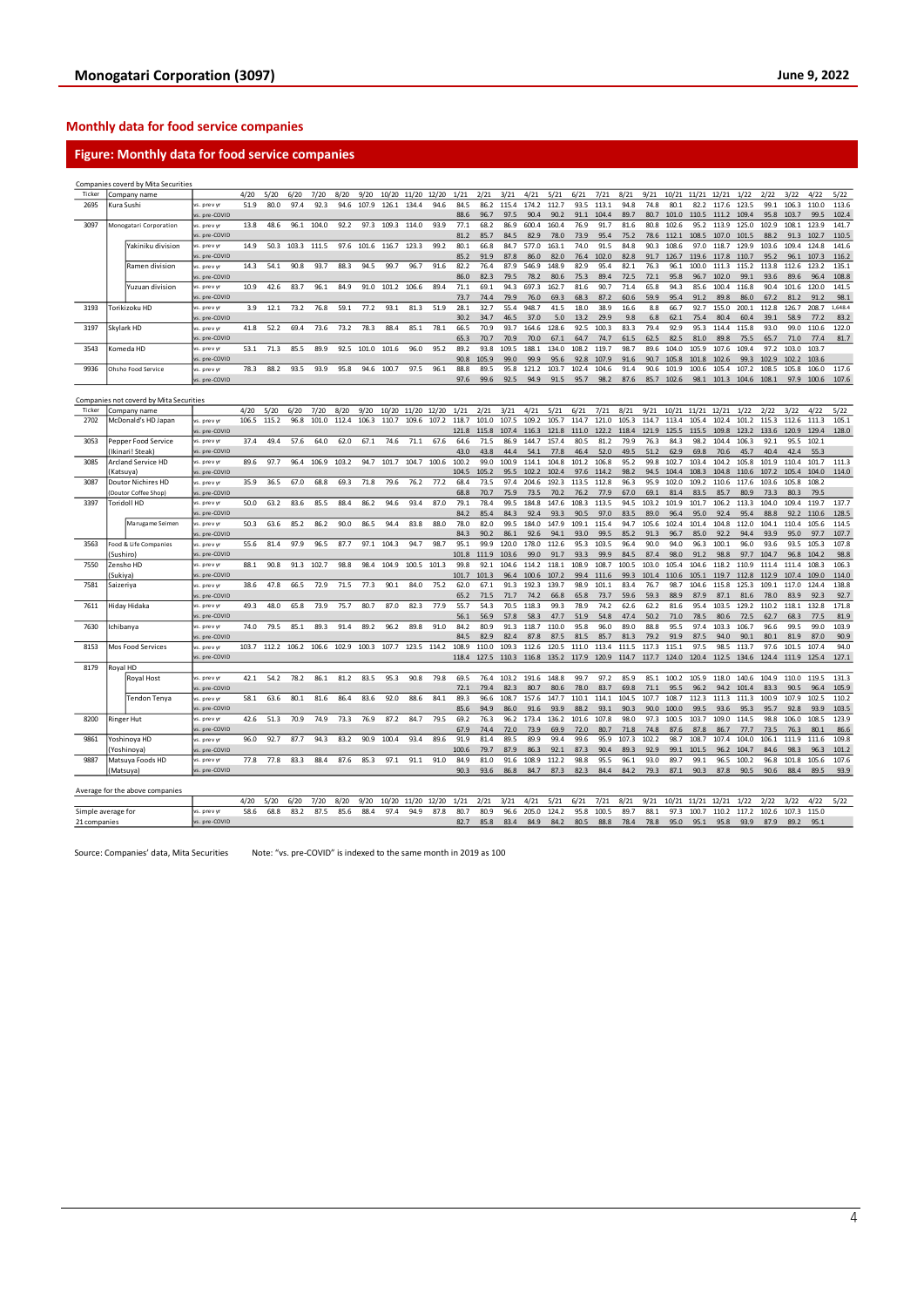## Monthly data for food service companies

### Figure: Monthly data for food service companies

Companies coverd by Mita Securities

| Ticker | Company name | | | 4/20 | 5/20 | 6/20 | 7/20 | 8/20 | 9/20 | 10/20 | 11/20 | 12/20 | 1/21 | 2/21 | 3/21 | 4/21 | 5/21 | 6/21 | 7/21 | 8/21 | 9/21 | 10/21 | 11/21 | 12/21 | 1/22 | 2/22 | 3/22 | 4/22 | 5/22 |
|---|---|---|---|---|---|---|---|---|---|---|---|---|---|---|---|---|---|---|---|---|---|---|---|---|---|---|---|---|---|
| 2695 | Kura Sushi | | vs. prev yr | 51.9 | 80.0 | 97.4 | 92.3 | 94.6 | 107.9 | 126.1 | 134.4 | 94.6 | 84.5 | 86.2 | 115.4 | 174.2 | 112.7 | 93.5 | 113.1 | 94.8 | 74.8 | 80.1 | 82.2 | 117.6 | 123.5 | 99.1 | 106.3 | 110.0 | 113.6 |
| | | | vs. pre-COVID | | | | | | | | | | 88.6 | 96.7 | 97.5 | 90.4 | 90.2 | 91.1 | 104.4 | 89.7 | 80.7 | 101.0 | 110.5 | 111.2 | 109.4 | 95.8 | 103.7 | 99.5 | 102.4 |
| 3097 | Monogatari Corporation | | vs. prev yr | 13.8 | 48.6 | 96.1 | 104.0 | 92.2 | 97.3 | 109.3 | 114.0 | 93.9 | 77.1 | 68.2 | 86.9 | 600.4 | 160.4 | 76.9 | 91.7 | 81.6 | 80.8 | 102.6 | 95.2 | 113.9 | 125.0 | 102.9 | 108.1 | 123.9 | 141.7 |
| | | | vs. pre-COVID | | | | | | | | | | 81.2 | 85.7 | 84.5 | 82.9 | 78.0 | 73.9 | 95.4 | 75.2 | 78.6 | 112.1 | 108.5 | 107.0 | 101.5 | 88.2 | 91.3 | 102.7 | 110.5 |
| | | Yakiniku division | vs. prev yr | 14.9 | 50.3 | 103.3 | 111.5 | 97.6 | 101.6 | 116.7 | 123.3 | 99.2 | 80.1 | 66.8 | 84.7 | 577.0 | 163.1 | 74.0 | 91.5 | 84.8 | 90.3 | 108.6 | 97.0 | 118.7 | 129.9 | 103.6 | 109.4 | 124.8 | 141.6 |
| | | | vs. pre-COVID | | | | | | | | | | 85.2 | 91.9 | 87.8 | 86.0 | 82.0 | 76.4 | 102.0 | 82.8 | 91.7 | 126.7 | 119.6 | 117.8 | 110.7 | 95.2 | 96.1 | 107.3 | 116.2 |
| | | Ramen division | vs. prev yr | 14.3 | 54.1 | 90.8 | 93.7 | 88.3 | 94.5 | 99.7 | 96.7 | 91.6 | 82.2 | 76.4 | 87.9 | 546.9 | 148.9 | 82.9 | 95.4 | 82.1 | 76.3 | 96.1 | 100.0 | 111.3 | 115.2 | 113.8 | 112.6 | 123.2 | 135.1 |
| | | | vs. pre-COVID | | | | | | | | | | 86.0 | 82.3 | 79.5 | 78.2 | 80.6 | 75.3 | 89.4 | 72.5 | 72.1 | 95.8 | 96.7 | 102.0 | 99.1 | 93.6 | 89.6 | 96.4 | 108.8 |
| | | Yuzuan division | vs. prev yr | 10.9 | 42.6 | 83.7 | 96.1 | 84.9 | 91.0 | 101.2 | 106.6 | 89.4 | 71.1 | 69.1 | 94.3 | 697.3 | 162.7 | 81.6 | 90.7 | 71.4 | 65.8 | 94.3 | 85.6 | 100.4 | 116.8 | 90.4 | 101.6 | 120.0 | 141.5 |
| | | | vs. pre-COVID | | | | | | | | | | 73.7 | 74.4 | 79.9 | 76.0 | 69.3 | 68.3 | 87.2 | 60.6 | 59.9 | 95.4 | 91.2 | 89.8 | 86.0 | 67.2 | 81.2 | 91.2 | 98.1 |
| 3193 | Torikizoku HD | | vs. prev yr | 3.9 | 12.1 | 73.2 | 76.8 | 59.1 | 77.2 | 93.1 | 81.3 | 51.9 | 28.1 | 32.7 | 55.4 | 948.7 | 41.5 | 18.0 | 38.9 | 16.6 | 8.8 | 66.7 | 92.7 | 155.0 | 200.1 | 112.8 | 126.7 | 208.7 | 1,648.4 |
| | | | vs. pre-COVID | | | | | | | | | | 30.2 | 34.7 | 46.5 | 37.0 | 5.0 | 13.2 | 29.9 | 9.8 | 6.8 | 62.1 | 75.4 | 80.4 | 60.4 | 39.1 | 58.9 | 77.2 | 83.2 |
| 3197 | Skylark HD | | vs. prev yr | 41.8 | 52.2 | 69.4 | 73.6 | 73.2 | 78.3 | 88.4 | 85.1 | 78.1 | 66.5 | 70.9 | 93.7 | 164.6 | 128.6 | 92.5 | 100.3 | 83.3 | 79.4 | 92.9 | 95.3 | 114.4 | 115.8 | 93.0 | 99.0 | 110.6 | 122.0 |
| | | | vs. pre-COVID | | | | | | | | | | 65.3 | 70.7 | 70.9 | 70.0 | 67.1 | 64.7 | 74.7 | 61.5 | 62.5 | 82.5 | 81.0 | 89.8 | 75.5 | 65.7 | 71.0 | 77.4 | 81.7 |
| 3543 | Komeda HD | | vs. prev yr | 53.1 | 71.3 | 85.5 | 89.9 | 92.5 | 101.0 | 101.6 | 96.0 | 95.2 | 89.2 | 93.8 | 109.5 | 188.1 | 134.0 | 108.2 | 119.7 | 98.7 | 89.6 | 104.0 | 105.9 | 107.6 | 109.4 | 97.2 | 103.0 | 103.7 | |
| | | | vs. pre-COVID | | | | | | | | | | 90.8 | 105.9 | 99.0 | 99.9 | 95.6 | 92.8 | 107.9 | 91.6 | 90.7 | 105.8 | 101.8 | 102.6 | 99.3 | 102.9 | 102.2 | 103.6 | |
| 9936 | Ohsho Food Service | | vs. prev yr | 78.3 | 88.2 | 93.5 | 93.9 | 95.8 | 94.6 | 100.7 | 97.5 | 96.1 | 88.8 | 89.5 | 95.8 | 121.2 | 103.7 | 102.4 | 104.6 | 91.4 | 90.6 | 101.9 | 100.6 | 105.4 | 107.2 | 108.5 | 105.8 | 106.0 | 117.6 |
| | | | vs. pre-COVID | | | | | | | | | | 97.6 | 99.6 | 92.5 | 94.9 | 91.5 | 95.7 | 98.2 | 87.6 | 85.7 | 102.6 | 98.1 | 101.3 | 104.6 | 108.1 | 97.9 | 100.6 | 107.6 |

Companies not coverd by Mita Securities

| Ticker | Company name | | | 4/20 | 5/20 | 6/20 | 7/20 | 8/20 | 9/20 | 10/20 | 11/20 | 12/20 | 1/21 | 2/21 | 3/21 | 4/21 | 5/21 | 6/21 | 7/21 | 8/21 | 9/21 | 10/21 | 11/21 | 12/21 | 1/22 | 2/22 | 3/22 | 4/22 | 5/22 |
|---|---|---|---|---|---|---|---|---|---|---|---|---|---|---|---|---|---|---|---|---|---|---|---|---|---|---|---|---|---|
| 2702 | McDonald's HD Japan | | vs. prev yr | 106.5 | 115.2 | 96.8 | 101.0 | 112.4 | 106.3 | 110.7 | 109.6 | 107.2 | 118.7 | 101.0 | 107.5 | 109.2 | 105.7 | 114.7 | 121.0 | 105.3 | 114.7 | 113.4 | 105.4 | 102.4 | 101.2 | 115.3 | 112.6 | 111.5 | 105.1 |
| | | | vs. pre-COVID | | | | | | | | | | 121.8 | 115.8 | 107.4 | 116.3 | 121.8 | 111.0 | 122.2 | 118.4 | 121.9 | 125.5 | 115.5 | 109.8 | 123.2 | 133.6 | 120.9 | 129.4 | 128.0 |
| 3053 | Pepper Food Service | | vs. prev yr | 37.4 | 49.4 | 57.6 | 64.0 | 62.0 | 67.1 | 74.6 | 71.1 | 67.6 | 64.6 | 71.5 | 86.9 | 144.7 | 157.4 | 80.5 | 81.2 | 79.9 | 76.3 | 84.3 | 98.2 | 104.4 | 106.3 | 92.1 | 95.5 | 102.1 | |
| | (Ikinari! Steak) | | vs. pre-COVID | | | | | | | | | | 43.0 | 43.8 | 44.4 | 54.1 | 77.8 | 46.4 | 52.0 | 49.5 | 51.2 | 62.9 | 69.8 | 70.6 | 45.7 | 40.4 | 42.4 | 55.3 | |
| 3085 | Arcland Service HD | | vs. prev yr | 89.6 | 97.7 | 96.4 | 106.9 | 103.2 | 94.7 | 101.7 | 104.7 | 100.6 | 100.2 | 99.0 | 100.9 | 114.1 | 104.8 | 101.2 | 106.8 | 95.2 | 99.8 | 102.7 | 103.4 | 104.2 | 105.8 | 101.9 | 110.4 | 101.7 | 111.3 |
| | (Katsuya) | | vs. pre-COVID | | | | | | | | | | 104.5 | 105.2 | 95.5 | 102.2 | 102.4 | 97.6 | 114.2 | 98.2 | 94.5 | 104.4 | 108.3 | 104.8 | 110.6 | 107.2 | 105.4 | 104.0 | 114.0 |
| 3087 | Doutor Nichires HD | | vs. prev yr | 35.9 | 36.5 | 67.0 | 68.8 | 69.3 | 71.8 | 79.6 | 76.2 | 77.2 | 68.4 | 73.5 | 97.4 | 204.6 | 192.3 | 113.5 | 112.8 | 96.3 | 95.9 | 102.0 | 109.2 | 110.6 | 117.6 | 103.6 | 105.8 | 108.2 | |
| | (Doutor Coffee Shop) | | vs. pre-COVID | | | | | | | | | | 68.8 | 70.7 | 75.9 | 73.5 | 70.2 | 76.2 | 77.9 | 67.0 | 69.1 | 81.4 | 83.5 | 85.7 | 80.9 | 73.3 | 80.3 | 79.5 | |
| 3397 | Toridoll HD | | vs. prev yr | 50.0 | 63.2 | 83.6 | 85.5 | 88.4 | 86.2 | 94.6 | 93.4 | 87.0 | 79.1 | 78.4 | 99.5 | 184.8 | 147.6 | 108.3 | 113.5 | 94.5 | 103.2 | 101.9 | 101.7 | 106.2 | 113.3 | 104.0 | 109.4 | 119.7 | 137.7 |
| | | | vs. pre-COVID | | | | | | | | | | 84.2 | 85.4 | 84.3 | 92.4 | 93.3 | 90.5 | 97.0 | 83.5 | 89.0 | 96.4 | 95.0 | 92.4 | 95.4 | 88.8 | 92.2 | 110.6 | 128.5 |
| | | Marugame Seimen | vs. prev yr | 50.3 | 63.6 | 85.2 | 86.2 | 90.0 | 86.5 | 94.4 | 83.8 | 88.0 | 78.0 | 82.0 | 99.5 | 184.0 | 147.9 | 109.1 | 115.4 | 94.7 | 105.6 | 102.4 | 101.4 | 104.8 | 112.0 | 104.1 | 110.4 | 105.6 | 114.5 |
| | | | vs. pre-COVID | | | | | | | | | | 84.3 | 90.2 | 86.1 | 92.6 | 94.1 | 93.0 | 99.5 | 85.2 | 91.3 | 96.7 | 85.0 | 92.2 | 94.4 | 93.9 | 95.0 | 97.7 | 107.7 |
| 3563 | Food & Life Companies | | vs. prev yr | 55.6 | 81.4 | 97.9 | 96.5 | 87.7 | 97.1 | 104.3 | 94.7 | 98.7 | 95.1 | 99.9 | 120.0 | 178.0 | 112.6 | 95.3 | 103.5 | 96.4 | 90.0 | 94.0 | 96.3 | 100.1 | 96.0 | 93.6 | 93.5 | 105.3 | 107.8 |
| | (Sushiro) | | vs. pre-COVID | | | | | | | | | | 101.8 | 111.9 | 103.6 | 99.0 | 91.7 | 93.3 | 99.9 | 84.5 | 87.4 | 98.0 | 91.2 | 98.8 | 97.7 | 104.7 | 96.8 | 104.2 | 98.8 |
| 7550 | Zensho HD | | vs. prev yr | 88.1 | 90.8 | 91.3 | 102.7 | 98.8 | 98.4 | 104.9 | 100.5 | 101.3 | 99.8 | 92.1 | 104.6 | 114.2 | 118.1 | 108.9 | 108.7 | 100.5 | 103.0 | 105.4 | 104.6 | 118.2 | 110.9 | 111.4 | 111.4 | 108.3 | 106.3 |
| | (Sukiya) | | vs. pre-COVID | | | | | | | | | | 101.7 | 101.3 | 96.4 | 100.6 | 107.2 | 99.4 | 111.6 | 99.3 | 101.4 | 110.6 | 105.1 | 119.7 | 112.8 | 112.9 | 107.4 | 109.0 | 114.0 |
| 7581 | Saizeriya | | vs. prev yr | 38.6 | 47.8 | 66.5 | 72.9 | 71.5 | 77.3 | 90.1 | 84.0 | 75.2 | 62.0 | 67.1 | 91.3 | 192.3 | 139.7 | 98.9 | 101.1 | 83.4 | 76.7 | 98.7 | 104.6 | 115.8 | 125.3 | 109.1 | 117.0 | 124.4 | 138.8 |
| | | | vs. pre-COVID | | | | | | | | | | 65.2 | 71.5 | 71.7 | 74.2 | 66.8 | 65.8 | 73.7 | 59.6 | 59.3 | 88.9 | 87.9 | 87.1 | 81.6 | 78.0 | 83.9 | 92.3 | 92.7 |
| 7611 | Hiday Hidaka | | vs. prev yr | 49.3 | 48.0 | 65.8 | 73.9 | 75.7 | 80.7 | 87.0 | 82.3 | 77.9 | 55.7 | 54.3 | 70.5 | 118.3 | 99.3 | 78.9 | 74.2 | 62.6 | 62.2 | 81.6 | 95.4 | 103.5 | 129.2 | 110.2 | 118.1 | 132.8 | 171.8 |
| | | | vs. pre-COVID | | | | | | | | | | 56.1 | 56.9 | 57.8 | 58.3 | 47.7 | 51.9 | 54.8 | 47.4 | 50.2 | 71.0 | 78.5 | 80.6 | 72.5 | 62.7 | 68.3 | 77.5 | 81.9 |
| 7630 | Ichibanya | | vs. prev yr | 74.0 | 79.5 | 85.1 | 89.3 | 91.4 | 89.2 | 96.2 | 89.8 | 91.0 | 84.2 | 80.9 | 91.3 | 118.7 | 110.0 | 95.8 | 96.0 | 89.0 | 88.8 | 95.5 | 97.4 | 103.3 | 106.7 | 96.6 | 99.5 | 99.0 | 103.9 |
| | | | vs. pre-COVID | | | | | | | | | | 84.5 | 82.9 | 82.4 | 87.8 | 87.5 | 81.5 | 85.7 | 81.3 | 79.2 | 91.9 | 87.5 | 94.0 | 90.1 | 80.1 | 81.9 | 87.0 | 90.9 |
| 8153 | Mos Food Services | | vs. prev yr | 103.7 | 112.2 | 106.2 | 106.6 | 102.9 | 100.3 | 107.7 | 123.5 | 114.2 | 108.9 | 110.0 | 109.3 | 112.6 | 120.5 | 111.0 | 113.4 | 111.5 | 117.3 | 115.1 | 97.5 | 98.5 | 113.7 | 97.6 | 101.5 | 107.4 | 94.0 |
| | | | vs. pre-COVID | | | | | | | | | | 118.4 | 127.5 | 110.3 | 116.8 | 135.2 | 117.9 | 120.9 | 114.7 | 117.7 | 124.0 | 120.4 | 112.5 | 134.6 | 124.4 | 111.9 | 125.4 | 127.1 |
| 8179 | Royal HD | | | | | | | | | | | | | | | | | | | | | | | | | | | | |
| | | Royal Host | vs. prev yr | 42.1 | 54.2 | 78.2 | 86.1 | 81.2 | 83.5 | 95.3 | 90.8 | 79.8 | 69.5 | 76.4 | 103.2 | 191.6 | 148.8 | 99.7 | 97.2 | 85.9 | 85.1 | 100.2 | 105.9 | 118.0 | 140.6 | 104.9 | 110.0 | 119.5 | 131.3 |
| | | | vs. pre-COVID | | | | | | | | | | 72.1 | 79.4 | 82.3 | 80.7 | 80.6 | 78.0 | 83.7 | 69.8 | 71.1 | 95.5 | 96.2 | 94.2 | 101.4 | 83.3 | 90.5 | 96.4 | 105.9 |
| | | Tendon Tenya | vs. prev yr | 58.1 | 63.6 | 80.1 | 81.6 | 86.4 | 83.6 | 92.0 | 88.6 | 84.1 | 89.3 | 96.6 | 108.7 | 157.6 | 147.7 | 110.1 | 114.1 | 104.5 | 107.7 | 108.7 | 112.3 | 111.3 | 111.3 | 100.9 | 107.9 | 102.5 | 110.2 |
| | | | vs. pre-COVID | | | | | | | | | | 85.6 | 94.9 | 86.0 | 91.6 | 93.9 | 88.2 | 93.1 | 90.3 | 90.0 | 100.0 | 99.5 | 93.6 | 95.3 | 95.7 | 92.8 | 93.9 | 103.5 |
| 8200 | Ringer Hut | | vs. prev yr | 42.6 | 51.3 | 70.9 | 74.9 | 73.3 | 76.9 | 87.2 | 84.7 | 79.5 | 69.2 | 76.3 | 96.2 | 173.4 | 136.2 | 101.6 | 107.8 | 98.0 | 97.3 | 100.5 | 103.7 | 109.0 | 114.5 | 98.8 | 106.0 | 108.5 | 123.9 |
| | | | vs. pre-COVID | | | | | | | | | | 67.9 | 74.4 | 72.0 | 73.9 | 69.9 | 72.0 | 80.7 | 71.8 | 74.8 | 87.6 | 87.8 | 86.7 | 77.7 | 73.5 | 76.3 | 80.1 | 86.6 |
| 9861 | Yoshinoya HD | | vs. prev yr | 96.0 | 92.7 | 87.7 | 94.3 | 83.2 | 90.9 | 100.4 | 93.4 | 89.6 | 91.9 | 81.4 | 89.5 | 89.9 | 99.4 | 99.6 | 95.9 | 107.3 | 102.2 | 98.7 | 108.7 | 107.4 | 104.0 | 106.1 | 111.9 | 111.6 | 109.8 |
| | (Yoshinoya) | | vs. pre-COVID | | | | | | | | | | 100.6 | 79.7 | 87.9 | 86.3 | 92.1 | 87.3 | 90.4 | 89.3 | 92.9 | 99.1 | 101.5 | 96.2 | 104.7 | 84.6 | 98.3 | 96.3 | 101.2 |
| 9887 | Matsuya Foods HD | | vs. prev yr | 77.8 | 77.8 | 83.3 | 88.4 | 87.6 | 85.3 | 97.1 | 91.1 | 91.0 | 84.9 | 81.0 | 91.6 | 108.9 | 112.2 | 98.8 | 95.5 | 96.1 | 93.0 | 89.7 | 99.1 | 96.5 | 100.2 | 96.8 | 101.8 | 105.6 | 107.6 |
| | (Matsuya) | | vs. pre-COVID | | | | | | | | | | 90.3 | 93.6 | 86.8 | 84.7 | 87.3 | 82.3 | 84.4 | 84.2 | 79.3 | 87.1 | 90.3 | 87.8 | 90.5 | 90.6 | 88.4 | 89.5 | 93.9 |

Average for the above companies

| | | 4/20 | 5/20 | 6/20 | 7/20 | 8/20 | 9/20 | 10/20 | 11/20 | 12/20 | 1/21 | 2/21 | 3/21 | 4/21 | 5/21 | 6/21 | 7/21 | 8/21 | 9/21 | 10/21 | 11/21 | 12/21 | 1/22 | 2/22 | 3/22 | 4/22 | 5/22 |
|---|---|---|---|---|---|---|---|---|---|---|---|---|---|---|---|---|---|---|---|---|---|---|---|---|---|---|---|
| Simple average for | vs. prev yr | 58.6 | 68.8 | 83.2 | 87.5 | 85.6 | 88.4 | 97.4 | 94.9 | 87.8 | 80.7 | 80.9 | 96.6 | 205.0 | 124.2 | 95.8 | 100.5 | 89.7 | 88.1 | 97.3 | 100.7 | 110.2 | 117.2 | 102.6 | 107.3 | 115.0 | |
| 21 companies | vs. pre-COVID | | | | | | | | | | 82.7 | 85.8 | 83.4 | 84.9 | 84.2 | 80.5 | 88.8 | 78.4 | 78.8 | 95.0 | 95.1 | 95.8 | 93.9 | 87.9 | 89.2 | 95.1 | |

Source: Companies' data, Mita Securities     Note: "vs. pre-COVID" is indexed to the same month in 2019 as 100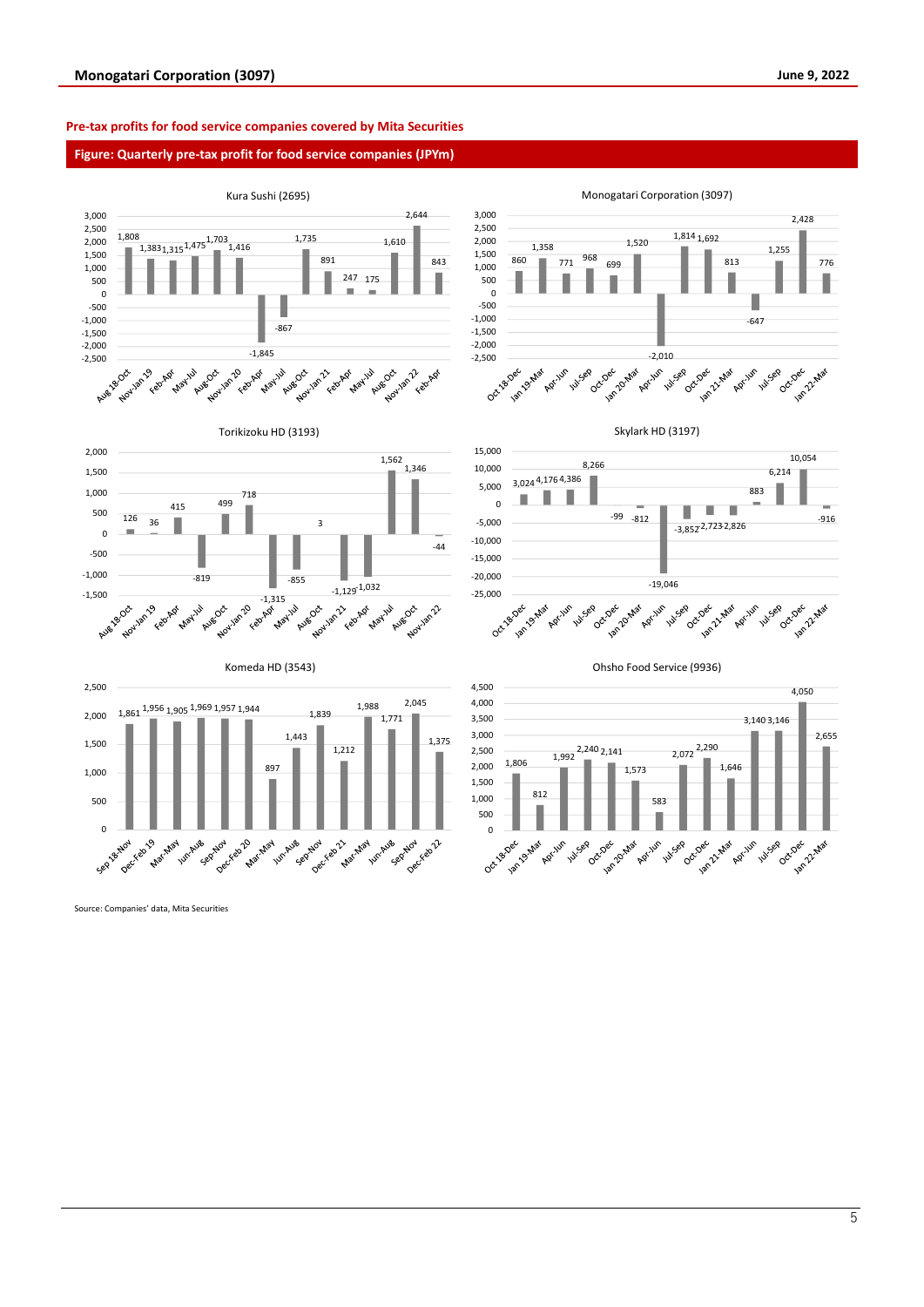**Pre-tax profits for food service companies covered by Mita Securities**

**Figure: Quarterly pre-tax profit for food service companies (JPYm)**

### Kura Sushi (2695)

| Period | Pre-tax profit |
|---|---|
| Aug 18-Oct | 1,808 |
| Nov-Jan 19 | 1,383 |
| Feb-Apr | 1,315 |
| May-Jul | 1,475 |
| Aug-Oct | 1,703 |
| Nov-Jan 20 | 1,416 |
| Feb-Apr | -1,845 |
| May-Jul | -867 |
| Aug-Oct | 1,735 |
| Nov-Jan 21 | 891 |
| Feb-Apr | 247 |
| May-Jul | 175 |
| Aug-Oct | 1,610 |
| Nov-Jan 22 | 2,644 |
| Feb-Apr | 843 |

### Monogatari Corporation (3097)

| Period | Pre-tax profit |
|---|---|
| Oct 18-Dec | 860 |
| Jan 19-Mar | 1,358 |
| Apr-Jun | 771 |
| Jul-Sep | 968 |
| Oct-Dec | 699 |
| Jan 20-Mar | 1,520 |
| Apr-Jun | -2,010 |
| Jul-Sep | 1,814 |
| Oct-Dec | 1,692 |
| Jan 21-Mar | 813 |
| Apr-Jun | -647 |
| Jul-Sep | 1,255 |
| Oct-Dec | 2,428 |
| Jan 22-Mar | 776 |

### Torikizoku HD (3193)

| Period | Pre-tax profit |
|---|---|
| Aug 18-Oct | 126 |
| Nov-Jan 19 | 36 |
| Feb-Apr | 415 |
| May-Jul | -819 |
| Aug-Oct | 499 |
| Nov-Jan 20 | 718 |
| Feb-Apr | -1,315 |
| May-Jul | -855 |
| Aug-Oct | 3 |
| Nov-Jan 21 | -1,129 |
| Feb-Apr | -1,032 |
| May-Jul | 1,562 |
| Aug-Oct | 1,346 |
| Nov-Jan 22 | -44 |

### Skylark HD (3197)

| Period | Pre-tax profit |
|---|---|
| Oct 18-Dec | 3,024 |
| Jan 19-Mar | 4,176 |
| Apr-Jun | 4,386 |
| Jul-Sep | 8,266 |
| Oct-Dec | -99 |
| Jan 20-Mar | -812 |
| Apr-Jun | -19,046 |
| Jul-Sep | -3,852 |
| Oct-Dec | -2,723 |
| Jan 21-Mar | -2,826 |
| Apr-Jun | 883 |
| Jul-Sep | 6,214 |
| Oct-Dec | 10,054 |
| Jan 22-Mar | -916 |

### Komeda HD (3543)

| Period | Pre-tax profit |
|---|---|
| Sep 18-Nov | 1,861 |
| Dec-Feb 19 | 1,956 |
| Mar-May | 1,905 |
| Jun-Aug | 1,969 |
| Sep-Nov | 1,957 |
| Dec-Feb 20 | 1,944 |
| Mar-May | 897 |
| Jun-Aug | 1,443 |
| Sep-Nov | 1,839 |
| Dec-Feb 21 | 1,212 |
| Mar-May | 1,988 |
| Jun-Aug | 1,771 |
| Sep-Nov | 2,045 |
| Dec-Feb 22 | 1,375 |

### Ohsho Food Service (9936)

| Period | Pre-tax profit |
|---|---|
| Oct 18-Dec | 1,806 |
| Jan 19-Mar | 812 |
| Apr-Jun | 1,992 |
| Jul-Sep | 2,240 |
| Oct-Dec | 2,141 |
| Jan 20-Mar | 1,573 |
| Apr-Jun | 583 |
| Jul-Sep | 2,072 |
| Oct-Dec | 2,290 |
| Jan 21-Mar | 1,646 |
| Apr-Jun | 3,140 |
| Jul-Sep | 3,146 |
| Oct-Dec | 4,050 |
| Jan 22-Mar | 2,655 |

Source: Companies' data, Mita Securities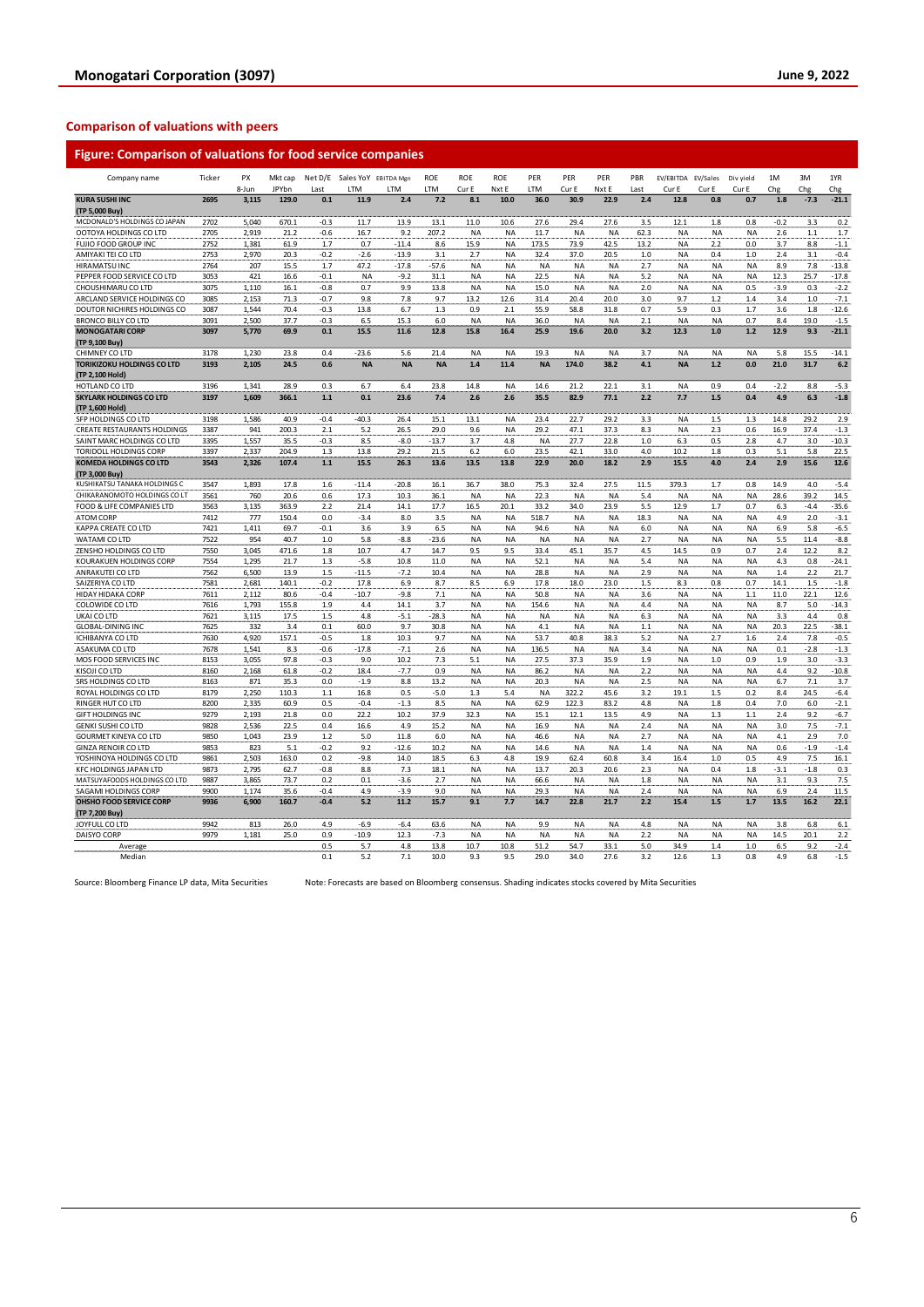## Comparison of valuations with peers

### Figure: Comparison of valuations for food service companies

| Company name | Ticker | PX 8-Jun | Mkt cap JPYbn | Net D/E Last | Sales YoY LTM | EBITDA Mgn LTM | ROE LTM | ROE Cur E | ROE Nxt E | PER LTM | PER Cur E | PER Nxt E | PBR Last | EV/EBITDA Cur E | EV/Sales Cur E | Div yield Cur E | 1M Chg | 3M Chg | 1YR Chg |
|---|---|---|---|---|---|---|---|---|---|---|---|---|---|---|---|---|---|---|---|
| **KURA SUSHI INC (TP 5,000 Buy)** | **2695** | **3,115** | **129.0** | **0.1** | **11.9** | **2.4** | **7.2** | **8.1** | **10.0** | **36.0** | **30.9** | **22.9** | **2.4** | **12.8** | **0.8** | **0.7** | **1.8** | **-7.3** | **-21.1** |
| MCDONALD'S HOLDINGS CO JAPAN | 2702 | 5,040 | 670.1 | -0.3 | 11.7 | 13.9 | 13.1 | 11.0 | 10.6 | 27.6 | 29.4 | 27.6 | 3.5 | 12.1 | 1.8 | 0.8 | -0.2 | 3.3 | 0.2 |
| OOTOYA HOLDINGS CO LTD | 2705 | 2,919 | 21.2 | -0.6 | 16.7 | 9.2 | 207.2 | NA | NA | 11.7 | NA | NA | 62.3 | NA | NA | NA | 2.6 | 1.1 | 1.7 |
| FUJIO FOOD GROUP INC | 2752 | 1,381 | 61.9 | 1.7 | 0.7 | -11.4 | 8.6 | 15.9 | NA | 173.5 | 73.9 | 42.5 | 13.2 | NA | 2.2 | 0.0 | 3.7 | 8.8 | -1.1 |
| AMIYAKI TEI CO LTD | 2753 | 2,970 | 20.3 | -0.2 | -2.6 | -13.9 | 3.1 | 2.7 | NA | 32.4 | 37.0 | 20.5 | 1.0 | NA | 0.4 | 1.0 | 2.4 | 3.1 | -0.4 |
| HIRAMATSU INC | 2764 | 207 | 15.5 | 1.7 | 47.2 | -17.8 | -57.6 | NA | NA | NA | NA | NA | 2.7 | NA | NA | NA | 8.9 | 7.8 | -13.8 |
| PEPPER FOOD SERVICE CO LTD | 3053 | 421 | 16.6 | -0.1 | NA | -9.2 | 31.1 | NA | NA | 22.5 | NA | NA | 5.2 | NA | NA | NA | 12.3 | 25.7 | -17.8 |
| CHOUSHIMARU CO LTD | 3075 | 1,110 | 16.1 | -0.8 | 0.7 | 9.9 | 13.8 | NA | NA | 15.0 | NA | NA | 2.0 | NA | NA | 0.5 | -3.9 | 0.3 | -2.2 |
| ARCLAND SERVICE HOLDINGS CO | 3085 | 2,153 | 71.3 | -0.7 | 9.8 | 7.8 | 9.7 | 13.2 | 12.6 | 31.4 | 20.4 | 20.0 | 3.0 | 9.7 | 1.2 | 1.4 | 3.4 | 1.0 | -7.1 |
| DOUTOR NICHIRES HOLDINGS CO | 3087 | 1,544 | 70.4 | -0.3 | 13.8 | 6.7 | 1.3 | 0.9 | 2.1 | 55.9 | 58.8 | 31.8 | 0.7 | 5.9 | 0.3 | 1.7 | 3.6 | 1.8 | -12.6 |
| BRONCO BILLY CO LTD | 3091 | 2,500 | 37.7 | -0.3 | 6.5 | 15.3 | 6.0 | NA | NA | 36.0 | NA | NA | 2.1 | NA | NA | 0.7 | 8.4 | 19.0 | -1.5 |
| **MONOGATARI CORP (TP 9,100 Buy)** | **3097** | **5,770** | **69.9** | **0.1** | **15.5** | **11.6** | **12.8** | **15.8** | **16.4** | **25.9** | **19.6** | **20.0** | **3.2** | **12.3** | **1.0** | **1.2** | **12.9** | **9.3** | **-21.1** |
| CHIMNEY CO LTD | 3178 | 1,230 | 23.8 | 0.4 | -23.6 | 5.6 | 21.4 | NA | NA | 19.3 | NA | NA | 3.7 | NA | NA | NA | 5.8 | 15.5 | -14.1 |
| **TORIKIZOKU HOLDINGS CO LTD (TP 2,100 Hold)** | **3193** | **2,105** | **24.5** | **0.6** | **NA** | **NA** | **NA** | **1.4** | **11.4** | **NA** | **174.0** | **38.2** | **4.1** | **NA** | **1.2** | **0.0** | **21.0** | **31.7** | **6.2** |
| HOTLAND CO LTD | 3196 | 1,341 | 28.9 | 0.3 | 6.7 | 6.4 | 23.8 | 14.8 | NA | 14.6 | 21.2 | 22.1 | 3.1 | NA | 0.9 | 0.4 | -2.2 | 8.8 | -5.3 |
| **SKYLARK HOLDINGS CO LTD (TP 1,600 Hold)** | **3197** | **1,609** | **366.1** | **1.1** | **0.1** | **23.6** | **7.4** | **2.6** | **2.6** | **35.5** | **82.9** | **77.1** | **2.2** | **7.7** | **1.5** | **0.4** | **4.9** | **6.3** | **-1.8** |
| SFP HOLDINGS CO LTD | 3198 | 1,586 | 40.9 | -0.4 | -40.3 | 26.4 | 15.1 | 13.1 | NA | 23.4 | 22.7 | 29.2 | 3.3 | NA | 1.5 | 1.3 | 14.8 | 29.2 | 2.9 |
| CREATE RESTAURANTS HOLDINGS | 3387 | 941 | 200.3 | 2.1 | 5.2 | 26.5 | 29.0 | 9.6 | NA | 29.2 | 47.1 | 37.3 | 8.3 | NA | 2.3 | 0.6 | 16.9 | 37.4 | -1.3 |
| SAINT MARC HOLDINGS CO LTD | 3395 | 1,557 | 35.5 | -0.3 | 8.5 | -8.0 | -13.7 | 3.7 | 4.8 | NA | 27.7 | 22.8 | 1.0 | 6.3 | 0.5 | 2.8 | 4.7 | 3.0 | -10.3 |
| TORIDOLL HOLDINGS CORP | 3397 | 2,337 | 204.9 | 1.3 | 13.8 | 29.2 | 21.5 | 6.2 | 6.0 | 23.5 | 42.1 | 33.0 | 4.0 | 10.2 | 1.8 | 0.3 | 5.1 | 5.8 | 22.5 |
| **KOMEDA HOLDINGS CO LTD (TP 3,000 Buy)** | **3543** | **2,326** | **107.4** | **1.1** | **15.5** | **26.3** | **13.6** | **13.5** | **13.8** | **22.9** | **20.0** | **18.2** | **2.9** | **15.5** | **4.0** | **2.4** | **2.9** | **15.6** | **12.6** |
| KUSHIKATSU TANAKA HOLDINGS C | 3547 | 1,893 | 17.8 | 1.6 | -11.4 | -20.8 | 16.1 | 36.7 | 38.0 | 75.3 | 32.4 | 27.5 | 11.5 | 379.3 | 1.7 | 0.8 | 14.9 | 4.0 | -5.4 |
| CHIKARANOMOTO HOLDINGS CO LT | 3561 | 760 | 20.6 | 0.6 | 17.3 | 10.3 | 36.1 | NA | NA | 22.3 | NA | NA | 5.4 | NA | NA | NA | 28.6 | 39.2 | 14.5 |
| FOOD & LIFE COMPANIES LTD | 3563 | 3,135 | 363.9 | 2.2 | 21.4 | 14.1 | 17.7 | 16.5 | 20.1 | 33.2 | 34.0 | 23.9 | 5.5 | 12.9 | 1.7 | 0.7 | 6.3 | -4.4 | -35.6 |
| ATOM CORP | 7412 | 777 | 150.4 | 0.0 | -3.4 | 8.0 | 3.5 | NA | NA | 518.7 | NA | NA | 18.3 | NA | NA | NA | 4.9 | 2.0 | -3.1 |
| KAPPA CREATE CO LTD | 7421 | 1,411 | 69.7 | -0.1 | 3.6 | 3.9 | 6.5 | NA | NA | 94.6 | NA | NA | 6.0 | NA | NA | NA | 6.9 | 5.8 | -6.5 |
| WATAMI CO LTD | 7522 | 954 | 40.7 | 1.0 | 5.8 | -8.8 | -23.6 | NA | NA | NA | NA | NA | 2.7 | NA | NA | NA | 5.5 | 11.4 | -8.8 |
| ZENSHO HOLDINGS CO LTD | 7550 | 3,045 | 471.6 | 1.8 | 10.7 | 4.7 | 14.7 | 9.5 | 9.5 | 33.4 | 45.1 | 35.7 | 4.5 | 14.5 | 0.9 | 0.7 | 2.4 | 12.2 | 8.2 |
| KOURAKUEN HOLDINGS CORP | 7554 | 1,295 | 21.7 | 1.3 | -5.8 | 10.8 | 11.0 | NA | NA | 52.1 | NA | NA | 5.4 | NA | NA | NA | 4.3 | 0.8 | -24.1 |
| ANRAKUTEI CO LTD | 7562 | 6,500 | 13.9 | 1.5 | -11.5 | -7.2 | 10.4 | NA | NA | 28.8 | NA | NA | 2.9 | NA | NA | NA | 1.4 | 2.2 | 21.7 |
| SAIZERIYA CO LTD | 7581 | 2,681 | 140.1 | -0.2 | 17.8 | 6.9 | 8.7 | 8.5 | 6.9 | 17.8 | 18.0 | 23.0 | 1.5 | 8.3 | 0.8 | 0.7 | 14.1 | 1.5 | -1.8 |
| HIDAY HIDAKA CORP | 7611 | 2,112 | 80.6 | -0.4 | -10.7 | -9.8 | 7.1 | NA | NA | 50.8 | NA | NA | 3.6 | NA | NA | 1.1 | 11.0 | 22.1 | 12.6 |
| COLOWIDE CO LTD | 7616 | 1,793 | 155.8 | 1.9 | 4.4 | 14.1 | 3.7 | NA | NA | 154.6 | NA | NA | 4.4 | NA | NA | NA | 8.7 | 5.0 | -14.3 |
| UKAI CO LTD | 7621 | 3,115 | 17.5 | 1.5 | 4.8 | -5.1 | -28.3 | NA | NA | NA | NA | NA | 6.3 | NA | NA | NA | 3.3 | 4.4 | 0.8 |
| GLOBAL-DINING INC | 7625 | 332 | 3.4 | 0.1 | 60.0 | 9.7 | 30.8 | NA | NA | 4.1 | NA | NA | 1.1 | NA | NA | NA | 20.3 | 22.5 | -38.1 |
| ICHIBANYA CO LTD | 7630 | 4,920 | 157.1 | -0.5 | 1.8 | 10.3 | 9.7 | NA | NA | 53.7 | 40.8 | 38.3 | 5.2 | NA | 2.7 | 1.6 | 2.4 | 7.8 | -0.5 |
| ASAKUMA CO LTD | 7678 | 1,541 | 8.3 | -0.6 | -17.8 | -7.1 | 2.6 | NA | NA | 136.5 | NA | NA | 3.4 | NA | NA | NA | 0.1 | -2.8 | -1.3 |
| MOS FOOD SERVICES INC | 8153 | 3,055 | 97.8 | -0.3 | 9.0 | 10.2 | 7.3 | 5.1 | NA | 27.5 | 37.3 | 35.9 | 1.9 | NA | 1.0 | 0.9 | 1.9 | 3.0 | -3.3 |
| KISOJI CO LTD | 8160 | 2,168 | 61.8 | -0.2 | 18.4 | -7.7 | 0.9 | NA | NA | 86.2 | NA | NA | 2.2 | NA | NA | NA | 4.4 | 9.2 | -10.8 |
| SRS HOLDINGS CO LTD | 8163 | 871 | 35.3 | 0.0 | -1.9 | 8.8 | 13.2 | NA | NA | 20.3 | NA | NA | 2.5 | NA | NA | NA | 6.7 | 7.1 | 3.7 |
| ROYAL HOLDINGS CO LTD | 8179 | 2,250 | 110.3 | 1.1 | 16.8 | 0.5 | -5.0 | 1.3 | 5.4 | NA | 322.2 | 45.6 | 3.2 | 19.1 | 1.5 | 0.2 | 8.4 | 24.5 | -6.4 |
| RINGER HUT CO LTD | 8200 | 2,335 | 60.9 | 0.5 | -0.4 | -1.3 | 8.5 | NA | NA | 62.9 | 122.3 | 83.2 | 4.8 | NA | 1.8 | 0.4 | 7.0 | 6.0 | -2.1 |
| GIFT HOLDINGS INC | 9279 | 2,193 | 21.8 | 0.0 | 22.2 | 10.2 | 37.9 | 32.3 | NA | 15.1 | 12.1 | 13.5 | 4.9 | NA | 1.3 | 1.1 | 2.4 | 9.2 | -6.7 |
| GENKI SUSHI CO LTD | 9828 | 2,536 | 22.5 | 0.4 | 16.6 | 4.9 | 15.2 | NA | NA | 16.9 | NA | NA | 2.4 | NA | NA | NA | 3.0 | 7.5 | -7.1 |
| GOURMET KINEYA CO LTD | 9850 | 1,043 | 23.9 | 1.2 | 5.0 | 11.8 | 6.0 | NA | NA | 46.6 | NA | NA | 2.7 | NA | NA | NA | 4.1 | 2.9 | 7.0 |
| GINZA RENOIR CO LTD | 9853 | 823 | 5.1 | -0.2 | 9.2 | -12.6 | 10.2 | NA | NA | 14.6 | NA | NA | 1.4 | NA | NA | NA | 0.6 | -1.9 | -1.4 |
| YOSHINOYA HOLDINGS CO LTD | 9861 | 2,503 | 163.0 | 0.2 | -9.8 | 14.0 | 18.5 | 6.3 | 4.8 | 19.9 | 62.4 | 60.8 | 3.4 | 16.4 | 1.0 | 0.5 | 4.9 | 7.5 | 16.1 |
| KFC HOLDINGS JAPAN LTD | 9873 | 2,795 | 62.7 | -0.8 | 8.8 | 7.3 | 18.1 | NA | NA | 13.7 | 20.3 | 20.6 | 2.3 | NA | 0.4 | 1.8 | -3.1 | -1.8 | 0.3 |
| MATSUYAFOODS HOLDINGS CO LTD | 9887 | 3,865 | 73.7 | 0.2 | 0.1 | -3.6 | 2.7 | NA | NA | 66.6 | NA | NA | 1.8 | NA | NA | NA | 3.1 | 9.3 | 7.5 |
| SAGAMI HOLDINGS CORP | 9900 | 1,174 | 35.6 | -0.4 | 4.9 | -3.9 | 9.0 | NA | NA | 29.3 | NA | NA | 2.4 | NA | NA | NA | 6.9 | 2.4 | 11.5 |
| **OHSHO FOOD SERVICE CORP (TP 7,200 Buy)** | **9936** | **6,900** | **160.7** | **-0.4** | **5.2** | **11.2** | **15.7** | **9.1** | **7.7** | **14.7** | **22.8** | **21.7** | **2.2** | **15.4** | **1.5** | **1.7** | **13.5** | **16.2** | **22.1** |
| JOYFULL CO LTD | 9942 | 813 | 26.0 | 4.9 | -6.9 | -6.4 | 63.6 | NA | NA | 9.9 | NA | NA | 4.8 | NA | NA | NA | 3.8 | 6.8 | 6.1 |
| DAISYO CORP | 9979 | 1,181 | 25.0 | 0.9 | -10.9 | 12.3 | -7.3 | NA | NA | NA | NA | NA | 2.2 | NA | NA | NA | 14.5 | 20.1 | 2.2 |
| Average | | | | 0.5 | 5.7 | 4.8 | 13.8 | 10.7 | 10.8 | 51.2 | 54.7 | 33.1 | 5.0 | 34.9 | 1.4 | 1.0 | 6.5 | 9.2 | -2.4 |
| Median | | | | 0.1 | 5.2 | 7.1 | 10.0 | 9.3 | 9.5 | 29.0 | 34.0 | 27.6 | 3.2 | 12.6 | 1.3 | 0.8 | 4.9 | 6.8 | -1.5 |

Source: Bloomberg Finance LP data, Mita Securities Note: Forecasts are based on Bloomberg consensus. Shading indicates stocks covered by Mita Securities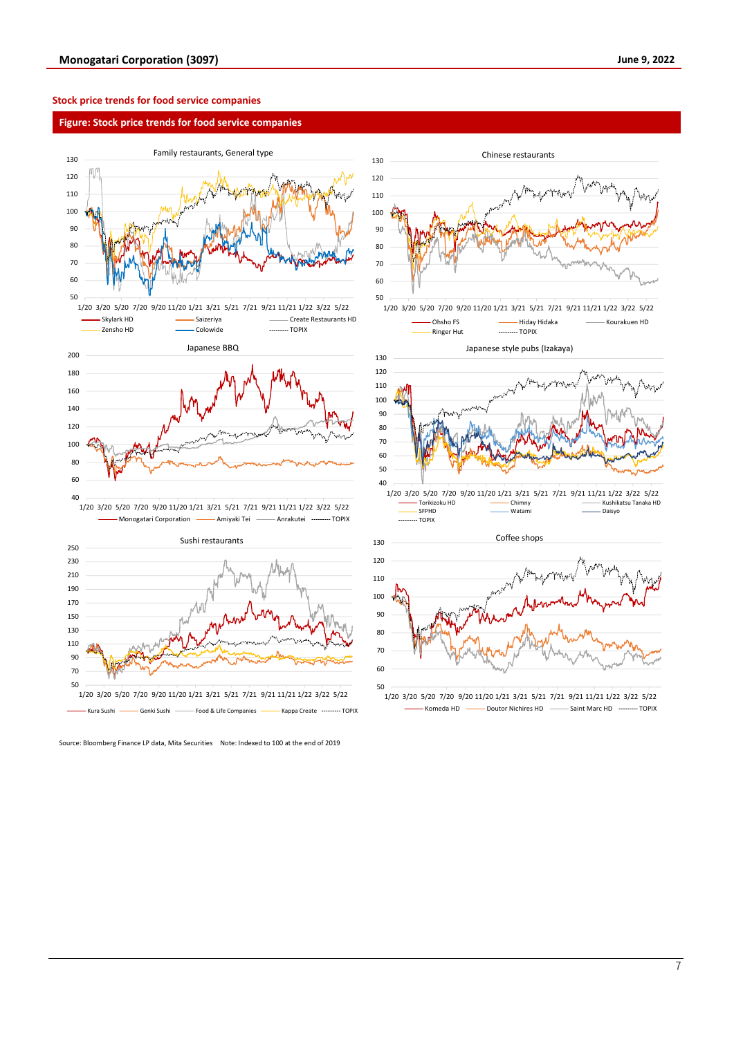## Stock price trends for food service companies

**Figure: Stock price trends for food service companies**

Family restaurants, General type

Skylark HD, Saizeriya, Create Restaurants HD, Zensho HD, Colowide, TOPIX

Chinese restaurants

Ohsho FS, Hiday Hidaka, Kourakuen HD, Ringer Hut, TOPIX

Japanese BBQ

Monogatari Corporation, Amiyaki Tei, Anrakutei, TOPIX

Japanese style pubs (Izakaya)

Torikizoku HD, Chimny, Kushikatsu Tanaka HD, SFPHD, Watami, Daisyo, TOPIX

Sushi restaurants

Kura Sushi, Genki Sushi, Food & Life Companies, Kappa Create, TOPIX

Coffee shops

Komeda HD, Doutor Nichires HD, Saint Marc HD, TOPIX

Source: Bloomberg Finance LP data, Mita Securities　Note: Indexed to 100 at the end of 2019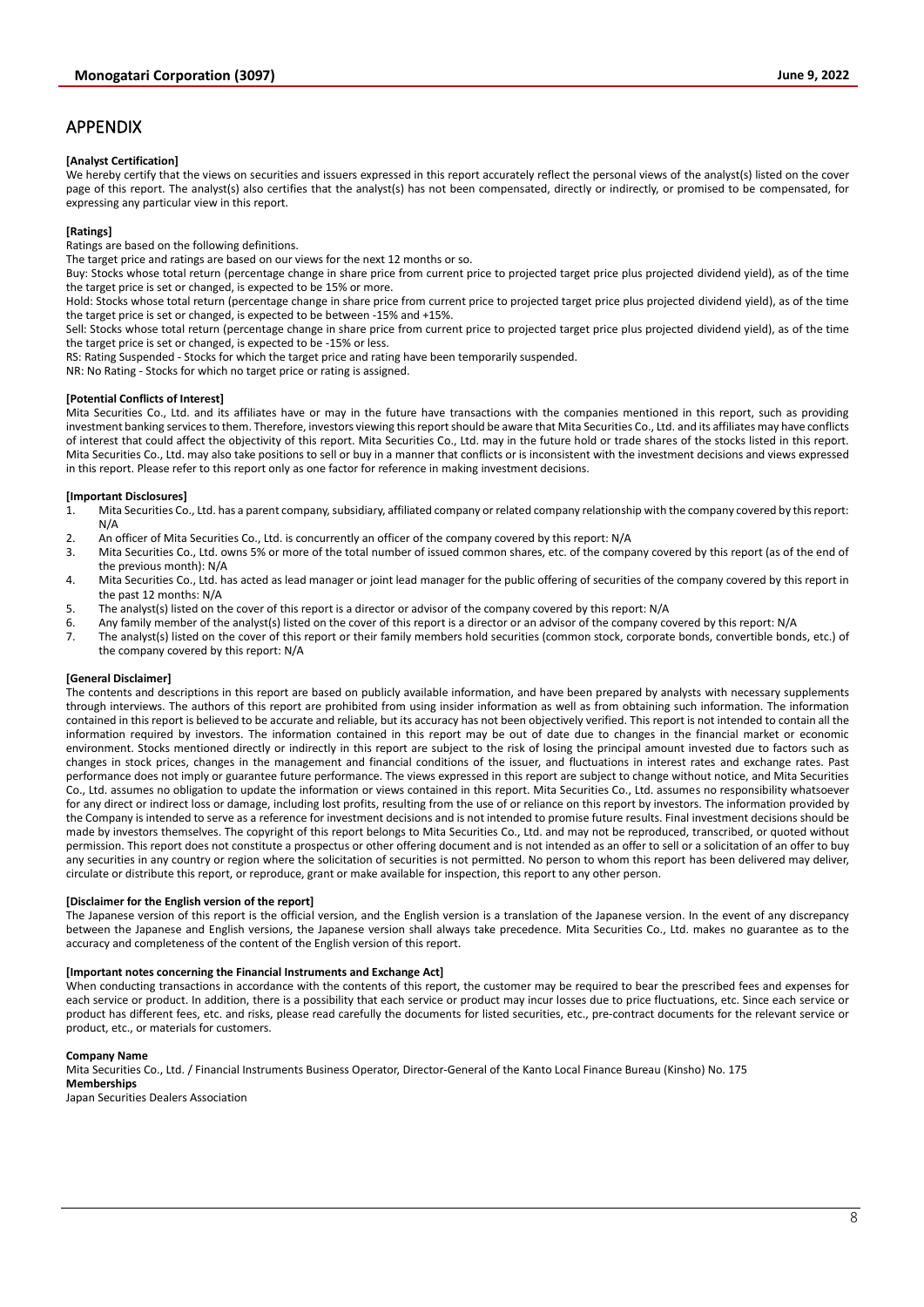# APPENDIX

**[Analyst Certification]**

We hereby certify that the views on securities and issuers expressed in this report accurately reflect the personal views of the analyst(s) listed on the cover page of this report. The analyst(s) also certifies that the analyst(s) has not been compensated, directly or indirectly, or promised to be compensated, for expressing any particular view in this report.

**[Ratings]**

Ratings are based on the following definitions.

The target price and ratings are based on our views for the next 12 months or so.

Buy: Stocks whose total return (percentage change in share price from current price to projected target price plus projected dividend yield), as of the time the target price is set or changed, is expected to be 15% or more.

Hold: Stocks whose total return (percentage change in share price from current price to projected target price plus projected dividend yield), as of the time the target price is set or changed, is expected to be between -15% and +15%.

Sell: Stocks whose total return (percentage change in share price from current price to projected target price plus projected dividend yield), as of the time the target price is set or changed, is expected to be -15% or less.

RS: Rating Suspended - Stocks for which the target price and rating have been temporarily suspended.

NR: No Rating - Stocks for which no target price or rating is assigned.

**[Potential Conflicts of Interest]**

Mita Securities Co., Ltd. and its affiliates have or may in the future have transactions with the companies mentioned in this report, such as providing investment banking services to them. Therefore, investors viewing this report should be aware that Mita Securities Co., Ltd. and its affiliates may have conflicts of interest that could affect the objectivity of this report. Mita Securities Co., Ltd. may in the future hold or trade shares of the stocks listed in this report. Mita Securities Co., Ltd. may also take positions to sell or buy in a manner that conflicts or is inconsistent with the investment decisions and views expressed in this report. Please refer to this report only as one factor for reference in making investment decisions.

**[Important Disclosures]**

1. Mita Securities Co., Ltd. has a parent company, subsidiary, affiliated company or related company relationship with the company covered by this report: N/A
2. An officer of Mita Securities Co., Ltd. is concurrently an officer of the company covered by this report: N/A
3. Mita Securities Co., Ltd. owns 5% or more of the total number of issued common shares, etc. of the company covered by this report (as of the end of the previous month): N/A
4. Mita Securities Co., Ltd. has acted as lead manager or joint lead manager for the public offering of securities of the company covered by this report in the past 12 months: N/A
5. The analyst(s) listed on the cover of this report is a director or advisor of the company covered by this report: N/A
6. Any family member of the analyst(s) listed on the cover of this report is a director or an advisor of the company covered by this report: N/A
7. The analyst(s) listed on the cover of this report or their family members hold securities (common stock, corporate bonds, convertible bonds, etc.) of the company covered by this report: N/A

**[General Disclaimer]**

The contents and descriptions in this report are based on publicly available information, and have been prepared by analysts with necessary supplements through interviews. The authors of this report are prohibited from using insider information as well as from obtaining such information. The information contained in this report is believed to be accurate and reliable, but its accuracy has not been objectively verified. This report is not intended to contain all the information required by investors. The information contained in this report may be out of date due to changes in the financial market or economic environment. Stocks mentioned directly or indirectly in this report are subject to the risk of losing the principal amount invested due to factors such as changes in stock prices, changes in the management and financial conditions of the issuer, and fluctuations in interest rates and exchange rates. Past performance does not imply or guarantee future performance. The views expressed in this report are subject to change without notice, and Mita Securities Co., Ltd. assumes no obligation to update the information or views contained in this report. Mita Securities Co., Ltd. assumes no responsibility whatsoever for any direct or indirect loss or damage, including lost profits, resulting from the use of or reliance on this report by investors. The information provided by the Company is intended to serve as a reference for investment decisions and is not intended to promise future results. Final investment decisions should be made by investors themselves. The copyright of this report belongs to Mita Securities Co., Ltd. and may not be reproduced, transcribed, or quoted without permission. This report does not constitute a prospectus or other offering document and is not intended as an offer to sell or a solicitation of an offer to buy any securities in any country or region where the solicitation of securities is not permitted. No person to whom this report has been delivered may deliver, circulate or distribute this report, or reproduce, grant or make available for inspection, this report to any other person.

**[Disclaimer for the English version of the report]**

The Japanese version of this report is the official version, and the English version is a translation of the Japanese version. In the event of any discrepancy between the Japanese and English versions, the Japanese version shall always take precedence. Mita Securities Co., Ltd. makes no guarantee as to the accuracy and completeness of the content of the English version of this report.

**[Important notes concerning the Financial Instruments and Exchange Act]**

When conducting transactions in accordance with the contents of this report, the customer may be required to bear the prescribed fees and expenses for each service or product. In addition, there is a possibility that each service or product may incur losses due to price fluctuations, etc. Since each service or product has different fees, etc. and risks, please read carefully the documents for listed securities, etc., pre-contract documents for the relevant service or product, etc., or materials for customers.

**Company Name**

Mita Securities Co., Ltd. / Financial Instruments Business Operator, Director-General of the Kanto Local Finance Bureau (Kinsho) No. 175

**Memberships**

Japan Securities Dealers Association